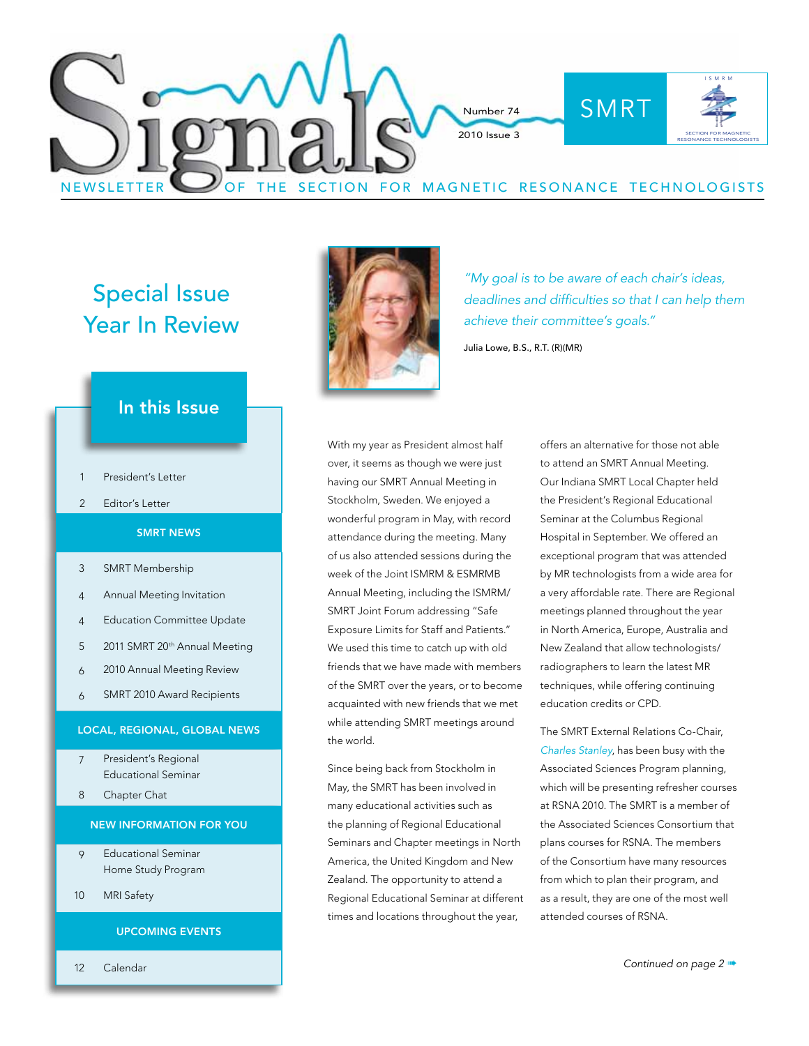# Signals

NEWSLETTER OF THE SECTION FOR MAGNETIC RESONANCE TECHNOLOGISTS

Number 74

2010 Issue 3

SMRT

ISMRM

SECTION FOR MAGNETIC RESONANCE TECHNOLOGISTS

## Special Issue Year In Review

### In this Issue

| | |
|---|---|
| 1 | President's Letter |
| 2 | Editor's Letter |
| **SMRT NEWS** | |
| 3 | SMRT Membership |
| 4 | Annual Meeting Invitation |
| 4 | Education Committee Update |
| 5 | 2011 SMRT 20th Annual Meeting |
| 6 | 2010 Annual Meeting Review |
| 6 | SMRT 2010 Award Recipients |
| **LOCAL, REGIONAL, GLOBAL NEWS** | |
| 7 | President's Regional Educational Seminar |
| 8 | Chapter Chat |
| **NEW INFORMATION FOR YOU** | |
| 9 | Educational Seminar Home Study Program |
| 10 | MRI Safety |
| **UPCOMING EVENTS** | |
| 12 | Calendar |

*"My goal is to be aware of each chair's ideas, deadlines and difficulties so that I can help them achieve their committee's goals."*

Julia Lowe, B.S., R.T. (R)(MR)

With my year as President almost half over, it seems as though we were just having our SMRT Annual Meeting in Stockholm, Sweden. We enjoyed a wonderful program in May, with record attendance during the meeting. Many of us also attended sessions during the week of the Joint ISMRM & ESMRMB Annual Meeting, including the ISMRM/SMRT Joint Forum addressing "Safe Exposure Limits for Staff and Patients." We used this time to catch up with old friends that we have made with members of the SMRT over the years, or to become acquainted with new friends that we met while attending SMRT meetings around the world.

Since being back from Stockholm in May, the SMRT has been involved in many educational activities such as the planning of Regional Educational Seminars and Chapter meetings in North America, the United Kingdom and New Zealand. The opportunity to attend a Regional Educational Seminar at different times and locations throughout the year, offers an alternative for those not able to attend an SMRT Annual Meeting. Our Indiana SMRT Local Chapter held the President's Regional Educational Seminar at the Columbus Regional Hospital in September. We offered an exceptional program that was attended by MR technologists from a wide area for a very affordable rate. There are Regional meetings planned throughout the year in North America, Europe, Australia and New Zealand that allow technologists/radiographers to learn the latest MR techniques, while offering continuing education credits or CPD.

The SMRT External Relations Co-Chair, *Charles Stanley*, has been busy with the Associated Sciences Program planning, which will be presenting refresher courses at RSNA 2010. The SMRT is a member of the Associated Sciences Consortium that plans courses for RSNA. The members of the Consortium have many resources from which to plan their program, and as a result, they are one of the most well attended courses of RSNA.

*Continued on page 2*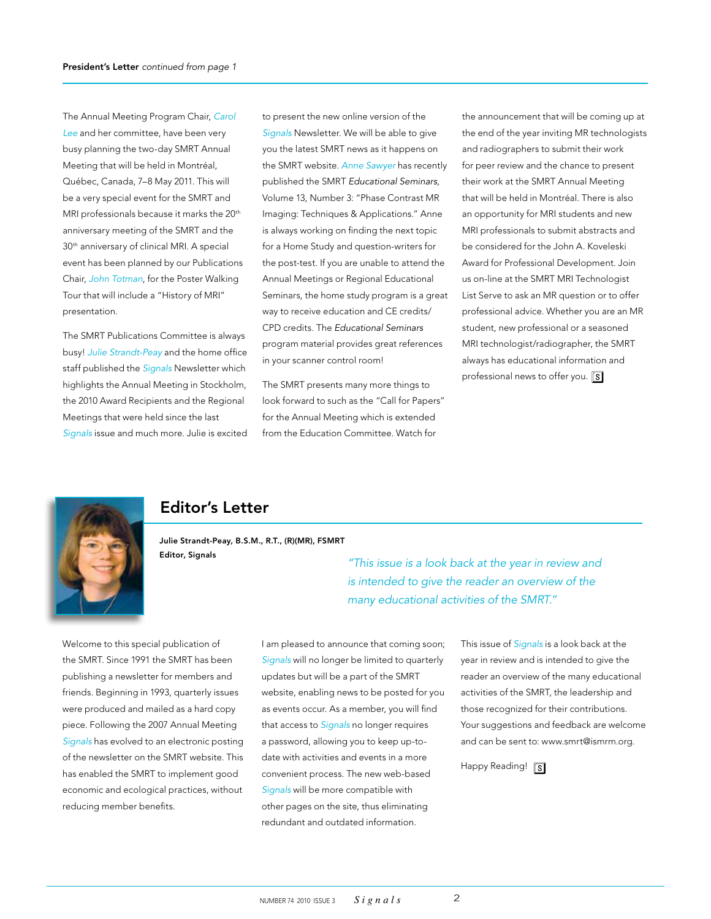**President's Letter** *continued from page 1*

The Annual Meeting Program Chair, *Carol Lee* and her committee, have been very busy planning the two-day SMRT Annual Meeting that will be held in Montréal, Québec, Canada, 7–8 May 2011. This will be a very special event for the SMRT and MRI professionals because it marks the 20th anniversary meeting of the SMRT and the 30th anniversary of clinical MRI. A special event has been planned by our Publications Chair, *John Totman*, for the Poster Walking Tour that will include a "History of MRI" presentation.

The SMRT Publications Committee is always busy! *Julie Strandt-Peay* and the home office staff published the *Signals* Newsletter which highlights the Annual Meeting in Stockholm, the 2010 Award Recipients and the Regional Meetings that were held since the last *Signals* issue and much more. Julie is excited to present the new online version of the *Signals* Newsletter. We will be able to give you the latest SMRT news as it happens on the SMRT website. *Anne Sawyer* has recently published the SMRT *Educational Seminars*, Volume 13, Number 3: "Phase Contrast MR Imaging: Techniques & Applications." Anne is always working on finding the next topic for a Home Study and question-writers for the post-test. If you are unable to attend the Annual Meetings or Regional Educational Seminars, the home study program is a great way to receive education and CE credits/CPD credits. The *Educational Seminars* program material provides great references in your scanner control room!

The SMRT presents many more things to look forward to such as the "Call for Papers" for the Annual Meeting which is extended from the Education Committee. Watch for the announcement that will be coming up at the end of the year inviting MR technologists and radiographers to submit their work for peer review and the chance to present their work at the SMRT Annual Meeting that will be held in Montréal. There is also an opportunity for MRI students and new MRI professionals to submit abstracts and be considered for the John A. Koveleski Award for Professional Development. Join us on-line at the SMRT MRI Technologist List Serve to ask an MR question or to offer professional advice. Whether you are an MR student, new professional or a seasoned MRI technologist/radiographer, the SMRT always has educational information and professional news to offer you. [S]

## Editor's Letter

**Julie Strandt-Peay, B.S.M., R.T., (R)(MR), FSMRT**
**Editor, Signals**

*"This issue is a look back at the year in review and is intended to give the reader an overview of the many educational activities of the SMRT."*

Welcome to this special publication of the SMRT. Since 1991 the SMRT has been publishing a newsletter for members and friends. Beginning in 1993, quarterly issues were produced and mailed as a hard copy piece. Following the 2007 Annual Meeting *Signals* has evolved to an electronic posting of the newsletter on the SMRT website. This has enabled the SMRT to implement good economic and ecological practices, without reducing member benefits.

I am pleased to announce that coming soon; *Signals* will no longer be limited to quarterly updates but will be a part of the SMRT website, enabling news to be posted for you as events occur. As a member, you will find that access to *Signals* no longer requires a password, allowing you to keep up-to-date with activities and events in a more convenient process. The new web-based *Signals* will be more compatible with other pages on the site, thus eliminating redundant and outdated information.

This issue of *Signals* is a look back at the year in review and is intended to give the reader an overview of the many educational activities of the SMRT, the leadership and those recognized for their contributions. Your suggestions and feedback are welcome and can be sent to: www.smrt@ismrm.org.

Happy Reading! [S]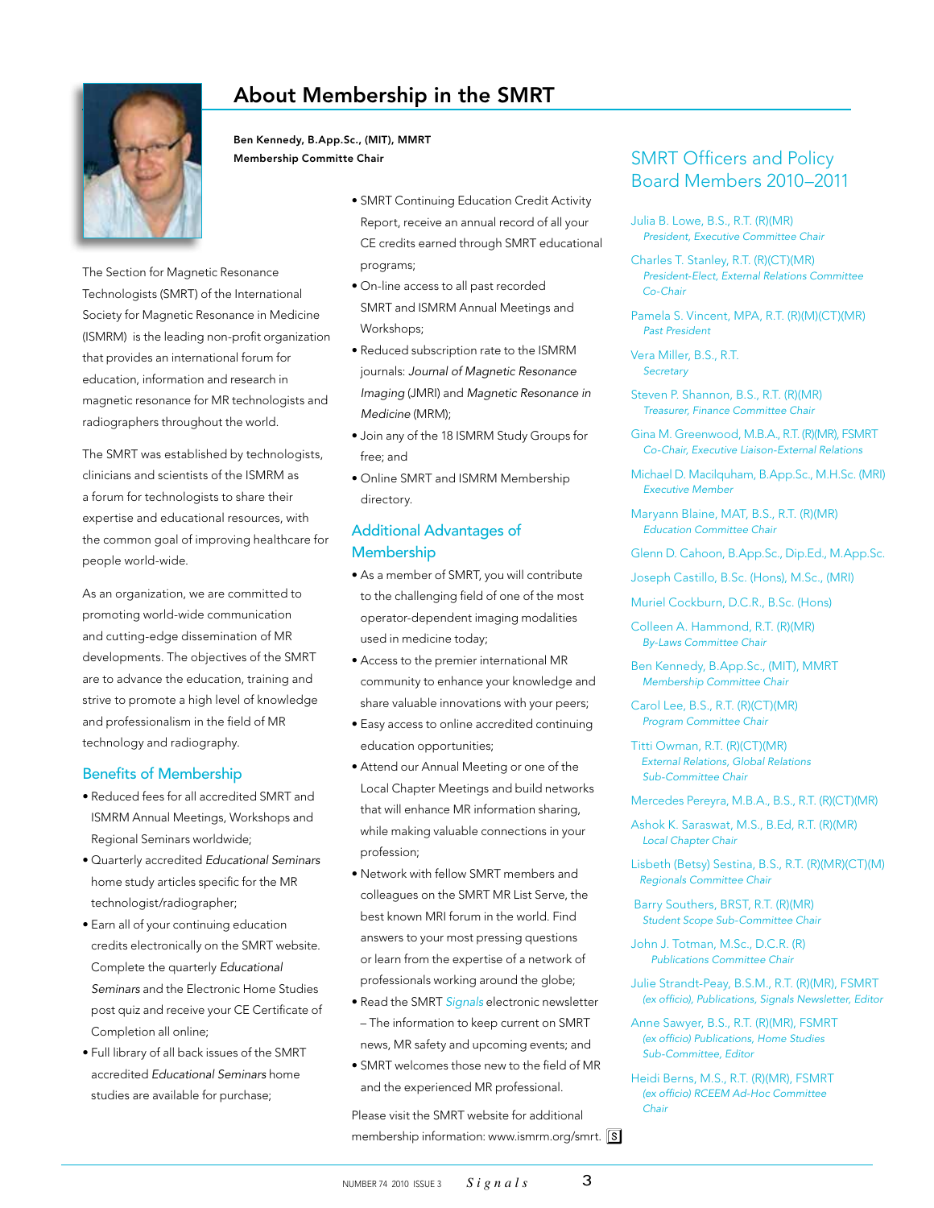# About Membership in the SMRT

**Ben Kennedy, B.App.Sc., (MIT), MMRT**
**Membership Committe Chair**

The Section for Magnetic Resonance Technologists (SMRT) of the International Society for Magnetic Resonance in Medicine (ISMRM) is the leading non-profit organization that provides an international forum for education, information and research in magnetic resonance for MR technologists and radiographers throughout the world.

The SMRT was established by technologists, clinicians and scientists of the ISMRM as a forum for technologists to share their expertise and educational resources, with the common goal of improving healthcare for people world-wide.

As an organization, we are committed to promoting world-wide communication and cutting-edge dissemination of MR developments. The objectives of the SMRT are to advance the education, training and strive to promote a high level of knowledge and professionalism in the field of MR technology and radiography.

## Benefits of Membership

- Reduced fees for all accredited SMRT and ISMRM Annual Meetings, Workshops and Regional Seminars worldwide;
- Quarterly accredited *Educational Seminars* home study articles specific for the MR technologist/radiographer;
- Earn all of your continuing education credits electronically on the SMRT website. Complete the quarterly *Educational Seminars* and the Electronic Home Studies post quiz and receive your CE Certificate of Completion all online;
- Full library of all back issues of the SMRT accredited *Educational Seminars* home studies are available for purchase;
- SMRT Continuing Education Credit Activity Report, receive an annual record of all your CE credits earned through SMRT educational programs;
- On-line access to all past recorded SMRT and ISMRM Annual Meetings and Workshops;
- Reduced subscription rate to the ISMRM journals: *Journal of Magnetic Resonance Imaging* (JMRI) and *Magnetic Resonance in Medicine* (MRM);
- Join any of the 18 ISMRM Study Groups for free; and
- Online SMRT and ISMRM Membership directory.

## Additional Advantages of Membership

- As a member of SMRT, you will contribute to the challenging field of one of the most operator-dependent imaging modalities used in medicine today;
- Access to the premier international MR community to enhance your knowledge and share valuable innovations with your peers;
- Easy access to online accredited continuing education opportunities;
- Attend our Annual Meeting or one of the Local Chapter Meetings and build networks that will enhance MR information sharing, while making valuable connections in your profession;
- Network with fellow SMRT members and colleagues on the SMRT MR List Serve, the best known MRI forum in the world. Find answers to your most pressing questions or learn from the expertise of a network of professionals working around the globe;
- Read the SMRT *Signals* electronic newsletter – The information to keep current on SMRT news, MR safety and upcoming events; and
- SMRT welcomes those new to the field of MR and the experienced MR professional.

Please visit the SMRT website for additional membership information: www.ismrm.org/smrt.

## SMRT Officers and Policy Board Members 2010–2011

Julia B. Lowe, B.S., R.T. (R)(MR)
*President, Executive Committee Chair*

Charles T. Stanley, R.T. (R)(CT)(MR)
*President-Elect, External Relations Committee Co-Chair*

Pamela S. Vincent, MPA, R.T. (R)(M)(CT)(MR)
*Past President*

Vera Miller, B.S., R.T.
*Secretary*

Steven P. Shannon, B.S., R.T. (R)(MR)
*Treasurer, Finance Committee Chair*

Gina M. Greenwood, M.B.A., R.T. (R)(MR), FSMRT
*Co-Chair, Executive Liaison-External Relations*

Michael D. Macilquham, B.App.Sc., M.H.Sc. (MRI)
*Executive Member*

Maryann Blaine, MAT, B.S., R.T. (R)(MR)
*Education Committee Chair*

Glenn D. Cahoon, B.App.Sc., Dip.Ed., M.App.Sc.

Joseph Castillo, B.Sc. (Hons), M.Sc., (MRI)

Muriel Cockburn, D.C.R., B.Sc. (Hons)

Colleen A. Hammond, R.T. (R)(MR)
*By-Laws Committee Chair*

Ben Kennedy, B.App.Sc., (MIT), MMRT
*Membership Committee Chair*

Carol Lee, B.S., R.T. (R)(CT)(MR)
*Program Committee Chair*

Titti Owman, R.T. (R)(CT)(MR)
*External Relations, Global Relations Sub-Committee Chair*

Mercedes Pereyra, M.B.A., B.S., R.T. (R)(CT)(MR)

Ashok K. Saraswat, M.S., B.Ed, R.T. (R)(MR)
*Local Chapter Chair*

Lisbeth (Betsy) Sestina, B.S., R.T. (R)(MR)(CT)(M)
*Regionals Committee Chair*

Barry Southers, BRST, R.T. (R)(MR)
*Student Scope Sub-Committee Chair*

John J. Totman, M.Sc., D.C.R. (R)
*Publications Committee Chair*

Julie Strandt-Peay, B.S.M., R.T. (R)(MR), FSMRT
*(ex officio), Publications, Signals Newsletter, Editor*

Anne Sawyer, B.S., R.T. (R)(MR), FSMRT
*(ex officio) Publications, Home Studies Sub-Committee, Editor*

Heidi Berns, M.S., R.T. (R)(MR), FSMRT
*(ex officio) RCEEM Ad-Hoc Committee Chair*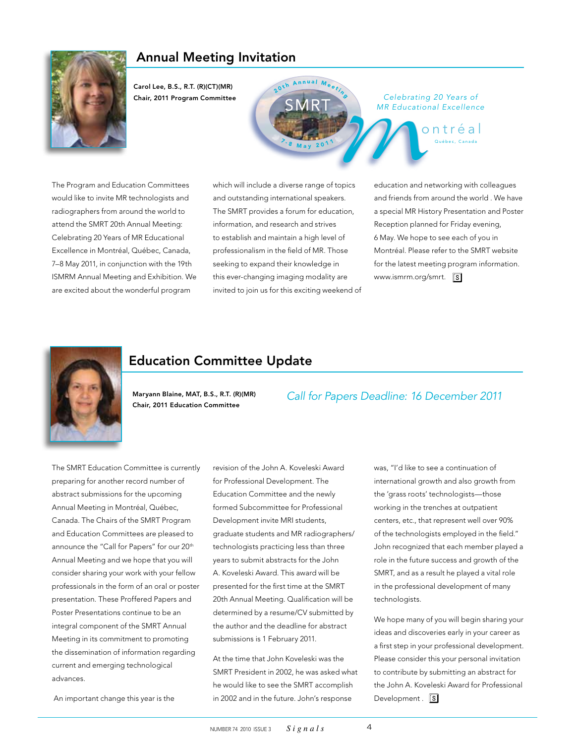## Annual Meeting Invitation

**Carol Lee, B.S., R.T. (R)(CT)(MR)**
**Chair, 2011 Program Committee**

20th Annual Meeting
SMRT
7-8 May 2011

*Celebrating 20 Years of MR Educational Excellence*

Montréal
Québec, Canada

The Program and Education Committees would like to invite MR technologists and radiographers from around the world to attend the SMRT 20th Annual Meeting: Celebrating 20 Years of MR Educational Excellence in Montréal, Québec, Canada, 7–8 May 2011, in conjunction with the 19th ISMRM Annual Meeting and Exhibition. We are excited about the wonderful program which will include a diverse range of topics and outstanding international speakers. The SMRT provides a forum for education, information, and research and strives to establish and maintain a high level of professionalism in the field of MR. Those seeking to expand their knowledge in this ever-changing imaging modality are invited to join us for this exciting weekend of education and networking with colleagues and friends from around the world . We have a special MR History Presentation and Poster Reception planned for Friday evening, 6 May. We hope to see each of you in Montréal. Please refer to the SMRT website for the latest meeting program information. www.ismrm.org/smrt.

## Education Committee Update

**Maryann Blaine, MAT, B.S., R.T. (R)(MR)**
**Chair, 2011 Education Committee**

*Call for Papers Deadline: 16 December 2011*

The SMRT Education Committee is currently preparing for another record number of abstract submissions for the upcoming Annual Meeting in Montréal, Québec, Canada. The Chairs of the SMRT Program and Education Committees are pleased to announce the "Call for Papers" for our 20th Annual Meeting and we hope that you will consider sharing your work with your fellow professionals in the form of an oral or poster presentation. These Proffered Papers and Poster Presentations continue to be an integral component of the SMRT Annual Meeting in its commitment to promoting the dissemination of information regarding current and emerging technological advances.

An important change this year is the revision of the John A. Koveleski Award for Professional Development. The Education Committee and the newly formed Subcommittee for Professional Development invite MRI students, graduate students and MR radiographers/ technologists practicing less than three years to submit abstracts for the John A. Koveleski Award. This award will be presented for the first time at the SMRT 20th Annual Meeting. Qualification will be determined by a resume/CV submitted by the author and the deadline for abstract submissions is 1 February 2011.

At the time that John Koveleski was the SMRT President in 2002, he was asked what he would like to see the SMRT accomplish in 2002 and in the future. John's response was, "I'd like to see a continuation of international growth and also growth from the 'grass roots' technologists—those working in the trenches at outpatient centers, etc., that represent well over 90% of the technologists employed in the field." John recognized that each member played a role in the future success and growth of the SMRT, and as a result he played a vital role in the professional development of many technologists.

We hope many of you will begin sharing your ideas and discoveries early in your career as a first step in your professional development. Please consider this your personal invitation to contribute by submitting an abstract for the John A. Koveleski Award for Professional Development .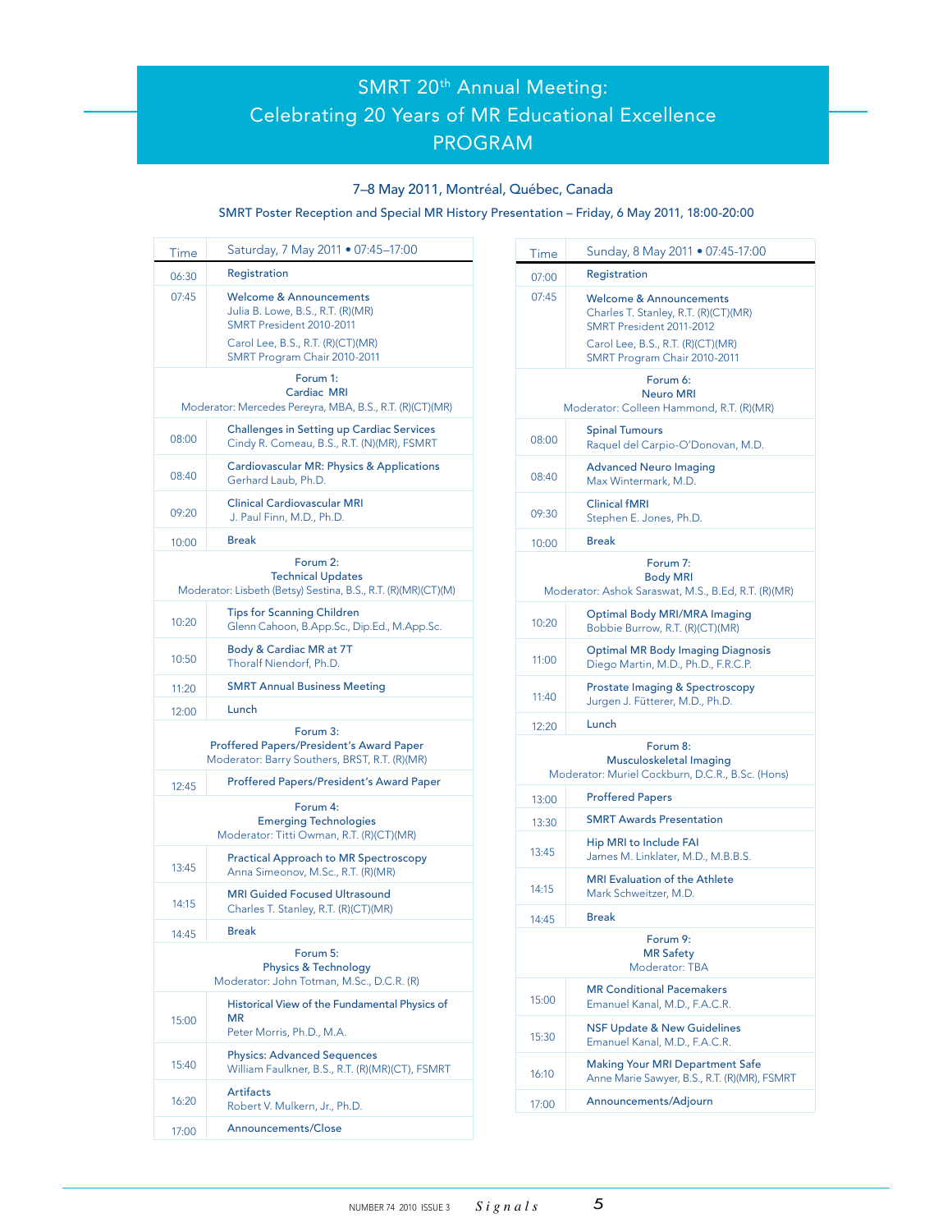# SMRT 20th Annual Meeting: Celebrating 20 Years of MR Educational Excellence PROGRAM

7–8 May 2011, Montréal, Québec, Canada

SMRT Poster Reception and Special MR History Presentation – Friday, 6 May 2011, 18:00-20:00

| Time | Saturday, 7 May 2011 • 07:45–17:00 |
|---|---|
| 06:30 | Registration |
| 07:45 | Welcome & Announcements<br>Julia B. Lowe, B.S., R.T. (R)(MR)<br>SMRT President 2010-2011<br>Carol Lee, B.S., R.T. (R)(CT)(MR)<br>SMRT Program Chair 2010-2011 |
| | **Forum 1: Cardiac MRI**<br>Moderator: Mercedes Pereyra, MBA, B.S., R.T. (R)(CT)(MR) |
| 08:00 | Challenges in Setting up Cardiac Services<br>Cindy R. Comeau, B.S., R.T. (N)(MR), FSMRT |
| 08:40 | Cardiovascular MR: Physics & Applications<br>Gerhard Laub, Ph.D. |
| 09:20 | Clinical Cardiovascular MRI<br>J. Paul Finn, M.D., Ph.D. |
| 10:00 | Break |
| | **Forum 2: Technical Updates**<br>Moderator: Lisbeth (Betsy) Sestina, B.S., R.T. (R)(MR)(CT)(M) |
| 10:20 | Tips for Scanning Children<br>Glenn Cahoon, B.App.Sc., Dip.Ed., M.App.Sc. |
| 10:50 | Body & Cardiac MR at 7T<br>Thoralf Niendorf, Ph.D. |
| 11:20 | SMRT Annual Business Meeting |
| 12:00 | Lunch |
| | **Forum 3: Proffered Papers/President's Award Paper**<br>Moderator: Barry Southers, BRST, R.T. (R)(MR) |
| 12:45 | Proffered Papers/President's Award Paper |
| | **Forum 4: Emerging Technologies**<br>Moderator: Titti Owman, R.T. (R)(CT)(MR) |
| 13:45 | Practical Approach to MR Spectroscopy<br>Anna Simeonov, M.Sc., R.T. (R)(MR) |
| 14:15 | MRI Guided Focused Ultrasound<br>Charles T. Stanley, R.T. (R)(CT)(MR) |
| 14:45 | Break |
| | **Forum 5: Physics & Technology**<br>Moderator: John Totman, M.Sc., D.C.R. (R) |
| 15:00 | Historical View of the Fundamental Physics of MR<br>Peter Morris, Ph.D., M.A. |
| 15:40 | Physics: Advanced Sequences<br>William Faulkner, B.S., R.T. (R)(MR)(CT), FSMRT |
| 16:20 | Artifacts<br>Robert V. Mulkern, Jr., Ph.D. |
| 17:00 | Announcements/Close |

| Time | Sunday, 8 May 2011 • 07:45-17:00 |
|---|---|
| 07:00 | Registration |
| 07:45 | Welcome & Announcements<br>Charles T. Stanley, R.T. (R)(CT)(MR)<br>SMRT President 2011-2012<br>Carol Lee, B.S., R.T. (R)(CT)(MR)<br>SMRT Program Chair 2010-2011 |
| | **Forum 6: Neuro MRI**<br>Moderator: Colleen Hammond, R.T. (R)(MR) |
| 08:00 | Spinal Tumours<br>Raquel del Carpio-O'Donovan, M.D. |
| 08:40 | Advanced Neuro Imaging<br>Max Wintermark, M.D. |
| 09:30 | Clinical fMRI<br>Stephen E. Jones, Ph.D. |
| 10:00 | Break |
| | **Forum 7: Body MRI**<br>Moderator: Ashok Saraswat, M.S., B.Ed, R.T. (R)(MR) |
| 10:20 | Optimal Body MRI/MRA Imaging<br>Bobbie Burrow, R.T. (R)(CT)(MR) |
| 11:00 | Optimal MR Body Imaging Diagnosis<br>Diego Martin, M.D., Ph.D., F.R.C.P. |
| 11:40 | Prostate Imaging & Spectroscopy<br>Jurgen J. Fütterer, M.D., Ph.D. |
| 12:20 | Lunch |
| | **Forum 8: Musculoskeletal Imaging**<br>Moderator: Muriel Cockburn, D.C.R., B.Sc. (Hons) |
| 13:00 | Proffered Papers |
| 13:30 | SMRT Awards Presentation |
| 13:45 | Hip MRI to Include FAI<br>James M. Linklater, M.D., M.B.B.S. |
| 14:15 | MRI Evaluation of the Athlete<br>Mark Schweitzer, M.D. |
| 14:45 | Break |
| | **Forum 9: MR Safety**<br>Moderator: TBA |
| 15:00 | MR Conditional Pacemakers<br>Emanuel Kanal, M.D., F.A.C.R. |
| 15:30 | NSF Update & New Guidelines<br>Emanuel Kanal, M.D., F.A.C.R. |
| 16:10 | Making Your MRI Department Safe<br>Anne Marie Sawyer, B.S., R.T. (R)(MR), FSMRT |
| 17:00 | Announcements/Adjourn |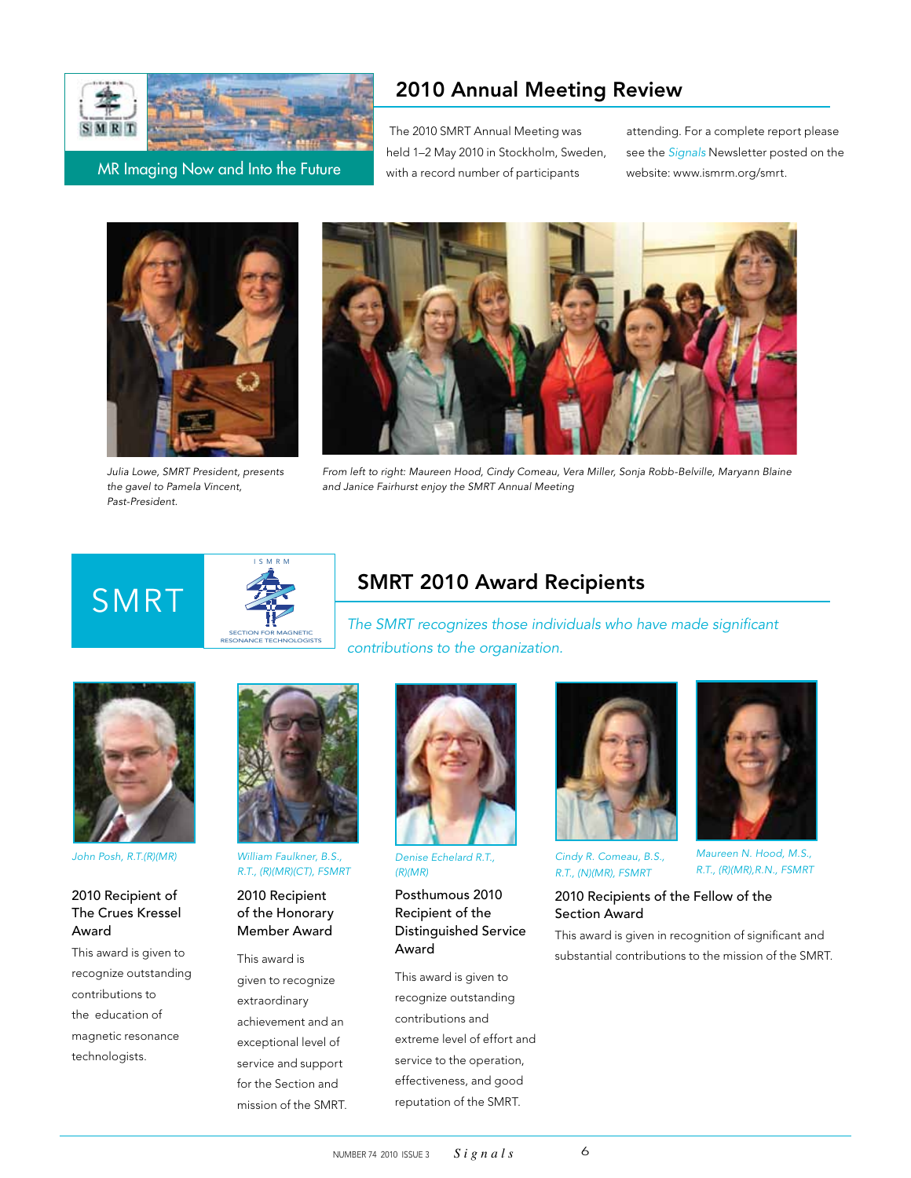MR Imaging Now and Into the Future

## 2010 Annual Meeting Review

The 2010 SMRT Annual Meeting was held 1–2 May 2010 in Stockholm, Sweden, with a record number of participants attending. For a complete report please see the *Signals* Newsletter posted on the website: www.ismrm.org/smrt.

*Julia Lowe, SMRT President, presents the gavel to Pamela Vincent, Past-President.*

*From left to right: Maureen Hood, Cindy Comeau, Vera Miller, Sonja Robb-Belville, Maryann Blaine and Janice Fairhurst enjoy the SMRT Annual Meeting*

SMRT

ISMRM SECTION FOR MAGNETIC RESONANCE TECHNOLOGISTS

## SMRT 2010 Award Recipients

*The SMRT recognizes those individuals who have made significant contributions to the organization.*

*John Posh, R.T.(R)(MR)*

### 2010 Recipient of The Crues Kressel Award

This award is given to recognize outstanding contributions to the education of magnetic resonance technologists.

*William Faulkner, B.S., R.T., (R)(MR)(CT), FSMRT*

### 2010 Recipient of the Honorary Member Award

This award is given to recognize extraordinary achievement and an exceptional level of service and support for the Section and mission of the SMRT.

*Denise Echelard R.T., (R)(MR)*

### Posthumous 2010 Recipient of the Distinguished Service Award

This award is given to recognize outstanding contributions and extreme level of effort and service to the operation, effectiveness, and good reputation of the SMRT.

*Cindy R. Comeau, B.S., R.T., (N)(MR), FSMRT*

*Maureen N. Hood, M.S., R.T., (R)(MR),R.N., FSMRT*

### 2010 Recipients of the Fellow of the Section Award

This award is given in recognition of significant and substantial contributions to the mission of the SMRT.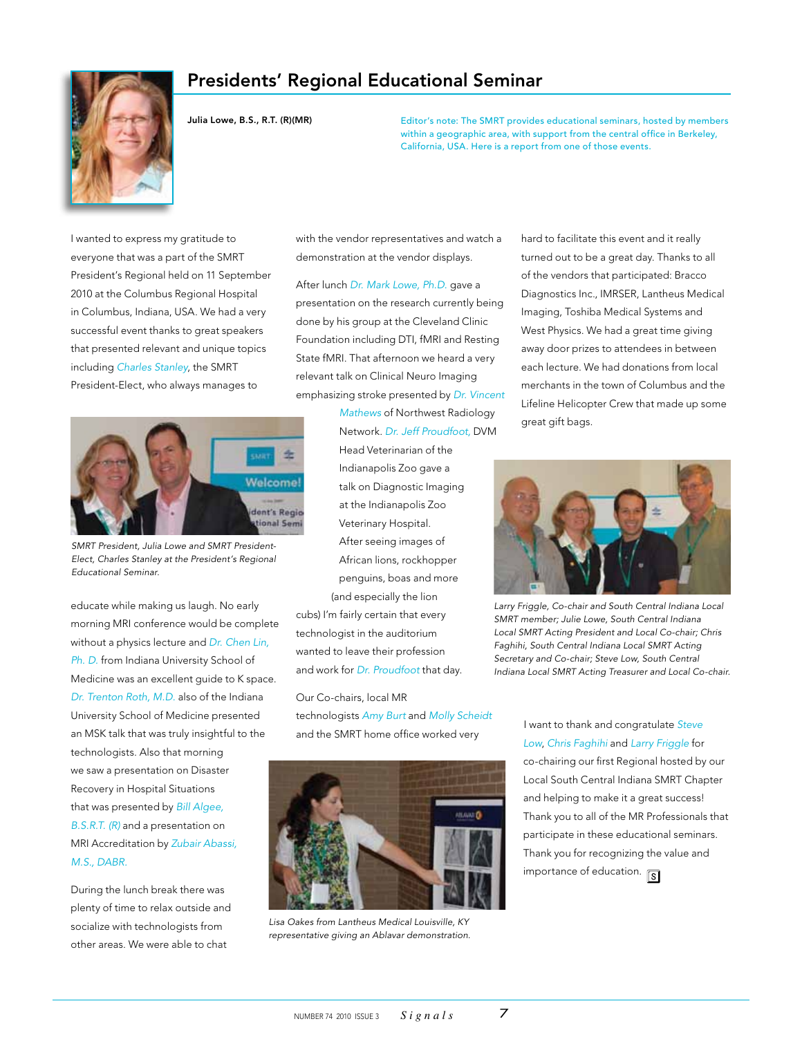# Presidents' Regional Educational Seminar

**Julia Lowe, B.S., R.T. (R)(MR)**

Editor's note: The SMRT provides educational seminars, hosted by members within a geographic area, with support from the central office in Berkeley, California, USA. Here is a report from one of those events.

I wanted to express my gratitude to everyone that was a part of the SMRT President's Regional held on 11 September 2010 at the Columbus Regional Hospital in Columbus, Indiana, USA. We had a very successful event thanks to great speakers that presented relevant and unique topics including Charles Stanley, the SMRT President-Elect, who always manages to educate while making us laugh. No early morning MRI conference would be complete without a physics lecture and Dr. Chen Lin, Ph. D. from Indiana University School of Medicine was an excellent guide to K space. Dr. Trenton Roth, M.D. also of the Indiana University School of Medicine presented an MSK talk that was truly insightful to the technologists. Also that morning we saw a presentation on Disaster Recovery in Hospital Situations that was presented by Bill Algee, B.S.R.T. (R) and a presentation on MRI Accreditation by Zubair Abassi, M.S., DABR.

*SMRT President, Julia Lowe and SMRT President-Elect, Charles Stanley at the President's Regional Educational Seminar.*

During the lunch break there was plenty of time to relax outside and socialize with technologists from other areas. We were able to chat with the vendor representatives and watch a demonstration at the vendor displays.

After lunch Dr. Mark Lowe, Ph.D. gave a presentation on the research currently being done by his group at the Cleveland Clinic Foundation including DTI, fMRI and Resting State fMRI. That afternoon we heard a very relevant talk on Clinical Neuro Imaging emphasizing stroke presented by Dr. Vincent Mathews of Northwest Radiology Network. Dr. Jeff Proudfoot, DVM Head Veterinarian of the Indianapolis Zoo gave a talk on Diagnostic Imaging at the Indianapolis Zoo Veterinary Hospital. After seeing images of African lions, rockhopper penguins, boas and more (and especially the lion cubs) I'm fairly certain that every technologist in the auditorium wanted to leave their profession and work for Dr. Proudfoot that day.

Our Co-chairs, local MR technologists Amy Burt and Molly Scheidt and the SMRT home office worked very hard to facilitate this event and it really turned out to be a great day. Thanks to all of the vendors that participated: Bracco Diagnostics Inc., IMRSER, Lantheus Medical Imaging, Toshiba Medical Systems and West Physics. We had a great time giving away door prizes to attendees in between each lecture. We had donations from local merchants in the town of Columbus and the Lifeline Helicopter Crew that made up some great gift bags.

*Lisa Oakes from Lantheus Medical Louisville, KY representative giving an Ablavar demonstration.*

*Larry Friggle, Co-chair and South Central Indiana Local SMRT member; Julie Lowe, South Central Indiana Local SMRT Acting President and Local Co-chair; Chris Faghihi, South Central Indiana Local SMRT Acting Secretary and Co-chair; Steve Low, South Central Indiana Local SMRT Acting Treasurer and Local Co-chair.*

I want to thank and congratulate Steve Low, Chris Faghihi and Larry Friggle for co-chairing our first Regional hosted by our Local South Central Indiana SMRT Chapter and helping to make it a great success! Thank you to all of the MR Professionals that participate in these educational seminars. Thank you for recognizing the value and importance of education.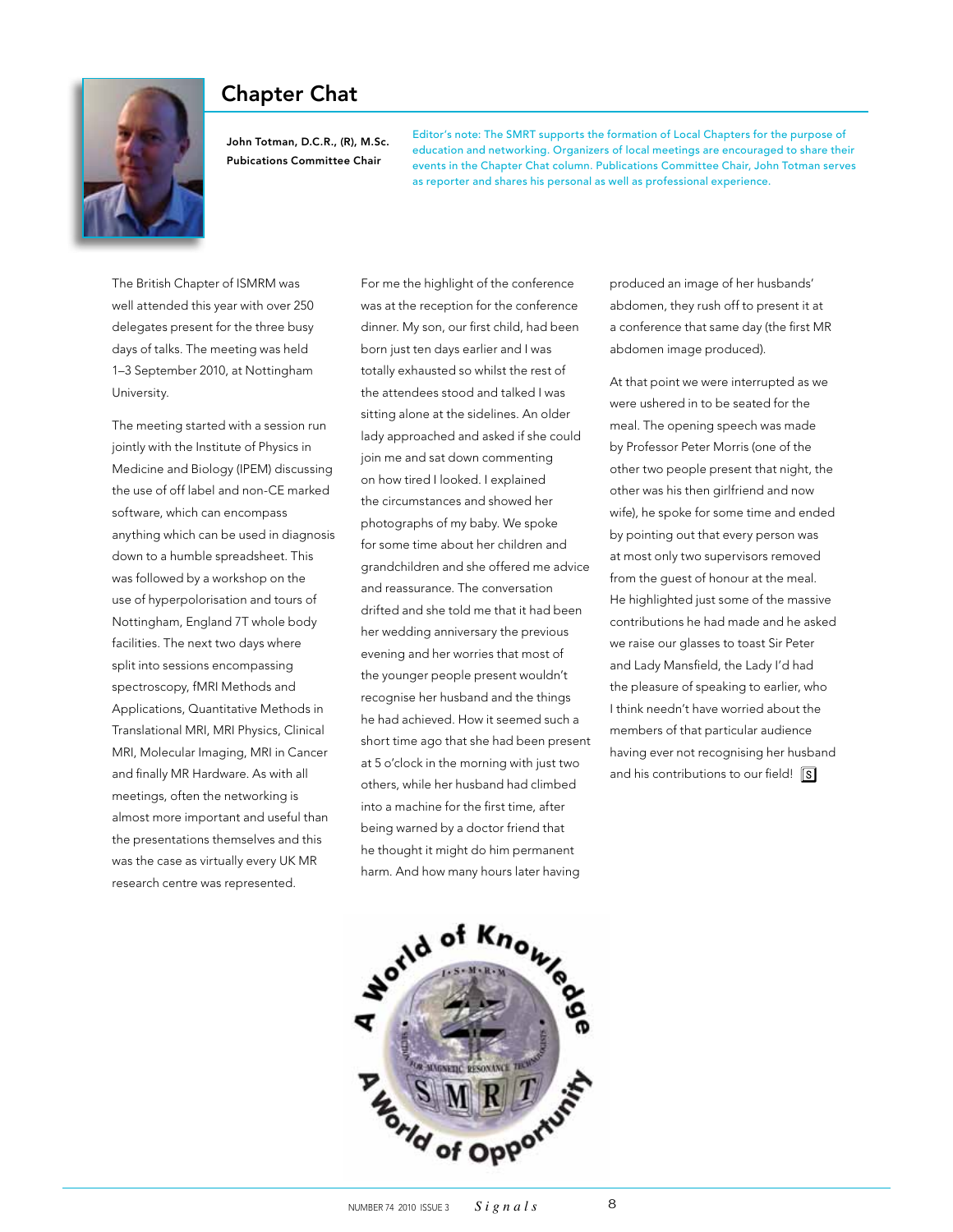## Chapter Chat

**John Totman, D.C.R., (R), M.Sc.**
**Pubications Committee Chair**

Editor's note: The SMRT supports the formation of Local Chapters for the purpose of education and networking. Organizers of local meetings are encouraged to share their events in the Chapter Chat column. Publications Committee Chair, John Totman serves as reporter and shares his personal as well as professional experience.

The British Chapter of ISMRM was well attended this year with over 250 delegates present for the three busy days of talks. The meeting was held 1–3 September 2010, at Nottingham University.

The meeting started with a session run jointly with the Institute of Physics in Medicine and Biology (IPEM) discussing the use of off label and non-CE marked software, which can encompass anything which can be used in diagnosis down to a humble spreadsheet. This was followed by a workshop on the use of hyperpolorisation and tours of Nottingham, England 7T whole body facilities. The next two days where split into sessions encompassing spectroscopy, fMRI Methods and Applications, Quantitative Methods in Translational MRI, MRI Physics, Clinical MRI, Molecular Imaging, MRI in Cancer and finally MR Hardware. As with all meetings, often the networking is almost more important and useful than the presentations themselves and this was the case as virtually every UK MR research centre was represented.

For me the highlight of the conference was at the reception for the conference dinner. My son, our first child, had been born just ten days earlier and I was totally exhausted so whilst the rest of the attendees stood and talked I was sitting alone at the sidelines. An older lady approached and asked if she could join me and sat down commenting on how tired I looked. I explained the circumstances and showed her photographs of my baby. We spoke for some time about her children and grandchildren and she offered me advice and reassurance. The conversation drifted and she told me that it had been her wedding anniversary the previous evening and her worries that most of the younger people present wouldn't recognise her husband and the things he had achieved. How it seemed such a short time ago that she had been present at 5 o'clock in the morning with just two others, while her husband had climbed into a machine for the first time, after being warned by a doctor friend that he thought it might do him permanent harm. And how many hours later having produced an image of her husbands' abdomen, they rush off to present it at a conference that same day (the first MR abdomen image produced).

At that point we were interrupted as we were ushered in to be seated for the meal. The opening speech was made by Professor Peter Morris (one of the other two people present that night, the other was his then girlfriend and now wife), he spoke for some time and ended by pointing out that every person was at most only two supervisors removed from the guest of honour at the meal. He highlighted just some of the massive contributions he had made and he asked we raise our glasses to toast Sir Peter and Lady Mansfield, the Lady I'd had the pleasure of speaking to earlier, who I think needn't have worried about the members of that particular audience having ever not recognising her husband and his contributions to our field!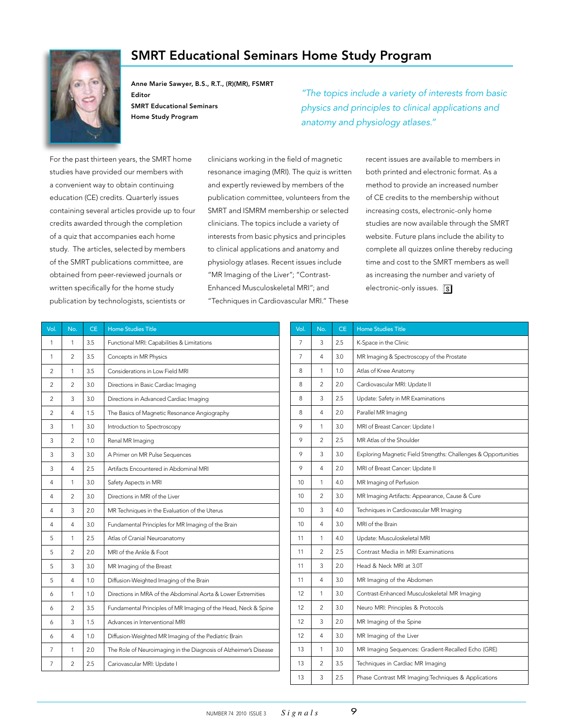# SMRT Educational Seminars Home Study Program

**Anne Marie Sawyer, B.S., R.T., (R)(MR), FSMRT**
**Editor**
**SMRT Educational Seminars**
**Home Study Program**

*"The topics include a variety of interests from basic physics and principles to clinical applications and anatomy and physiology atlases."*

For the past thirteen years, the SMRT home studies have provided our members with a convenient way to obtain continuing education (CE) credits. Quarterly issues containing several articles provide up to four credits awarded through the completion of a quiz that accompanies each home study. The articles, selected by members of the SMRT publications committee, are obtained from peer-reviewed journals or written specifically for the home study publication by technologists, scientists or clinicians working in the field of magnetic resonance imaging (MRI). The quiz is written and expertly reviewed by members of the publication committee, volunteers from the SMRT and ISMRM membership or selected clinicians. The topics include a variety of interests from basic physics and principles to clinical applications and anatomy and physiology atlases. Recent issues include "MR Imaging of the Liver"; "Contrast-Enhanced Musculoskeletal MRI"; and "Techniques in Cardiovascular MRI." These recent issues are available to members in both printed and electronic format. As a method to provide an increased number of CE credits to the membership without increasing costs, electronic-only home studies are now available through the SMRT website. Future plans include the ability to complete all quizzes online thereby reducing time and cost to the SMRT members as well as increasing the number and variety of electronic-only issues.

| Vol. | No. | CE | Home Studies Title |
|---|---|---|---|
| 1 | 1 | 3.5 | Functional MRI: Capabilities & Limitations |
| 1 | 2 | 3.5 | Concepts in MR Physics |
| 2 | 1 | 3.5 | Considerations in Low Field MRI |
| 2 | 2 | 3.0 | Directions in Basic Cardiac Imaging |
| 2 | 3 | 3.0 | Directions in Advanced Cardiac Imaging |
| 2 | 4 | 1.5 | The Basics of Magnetic Resonance Angiography |
| 3 | 1 | 3.0 | Introduction to Spectroscopy |
| 3 | 2 | 1.0 | Renal MR Imaging |
| 3 | 3 | 3.0 | A Primer on MR Pulse Sequences |
| 3 | 4 | 2.5 | Artifacts Encountered in Abdominal MRI |
| 4 | 1 | 3.0 | Safety Aspects in MRI |
| 4 | 2 | 3.0 | Directions in MRI of the Liver |
| 4 | 3 | 2.0 | MR Techniques in the Evaluation of the Uterus |
| 4 | 4 | 3.0 | Fundamental Principles for MR Imaging of the Brain |
| 5 | 1 | 2.5 | Atlas of Cranial Neuroanatomy |
| 5 | 2 | 2.0 | MRI of the Ankle & Foot |
| 5 | 3 | 3.0 | MR Imaging of the Breast |
| 5 | 4 | 1.0 | Diffusion-Weighted Imaging of the Brain |
| 6 | 1 | 1.0 | Directions in MRA of the Abdominal Aorta & Lower Extremities |
| 6 | 2 | 3.5 | Fundamental Principles of MR Imaging of the Head, Neck & Spine |
| 6 | 3 | 1.5 | Advances in Interventional MRI |
| 6 | 4 | 1.0 | Diffusion-Weighted MR Imaging of the Pediatric Brain |
| 7 | 1 | 2.0 | The Role of Neuroimaging in the Diagnosis of Alzheimer's Disease |
| 7 | 2 | 2.5 | Cariovascular MRI: Update I |
| 7 | 3 | 2.5 | K-Space in the Clinic |
| 7 | 4 | 3.0 | MR Imaging & Spectroscopy of the Prostate |
| 8 | 1 | 1.0 | Atlas of Knee Anatomy |
| 8 | 2 | 2.0 | Cardiovascular MRI: Update II |
| 8 | 3 | 2.5 | Update: Safety in MR Examinations |
| 8 | 4 | 2.0 | Parallel MR Imaging |
| 9 | 1 | 3.0 | MRI of Breast Cancer: Update I |
| 9 | 2 | 2.5 | MR Atlas of the Shoulder |
| 9 | 3 | 3.0 | Exploring Magnetic Field Strengths: Challenges & Opportunities |
| 9 | 4 | 2.0 | MRI of Breast Cancer: Update II |
| 10 | 1 | 4.0 | MR Imaging of Perfusion |
| 10 | 2 | 3.0 | MR Imaging Artifacts: Appearance, Cause & Cure |
| 10 | 3 | 4.0 | Techniques in Cardiovascular MR Imaging |
| 10 | 4 | 3.0 | MRI of the Brain |
| 11 | 1 | 4.0 | Update: Musculoskeletal MRI |
| 11 | 2 | 2.5 | Contrast Media in MRI Examinations |
| 11 | 3 | 2.0 | Head & Neck MRI at 3.0T |
| 11 | 4 | 3.0 | MR Imaging of the Abdomen |
| 12 | 1 | 3.0 | Contrast-Enhanced Musculoskeletal MR Imaging |
| 12 | 2 | 3.0 | Neuro MRI: Principles & Protocols |
| 12 | 3 | 2.0 | MR Imaging of the Spine |
| 12 | 4 | 3.0 | MR Imaging of the Liver |
| 13 | 1 | 3.0 | MR Imaging Sequences: Gradient-Recalled Echo (GRE) |
| 13 | 2 | 3.5 | Techniques in Cardiac MR Imaging |
| 13 | 3 | 2.5 | Phase Contrast MR Imaging:Techniques & Applications |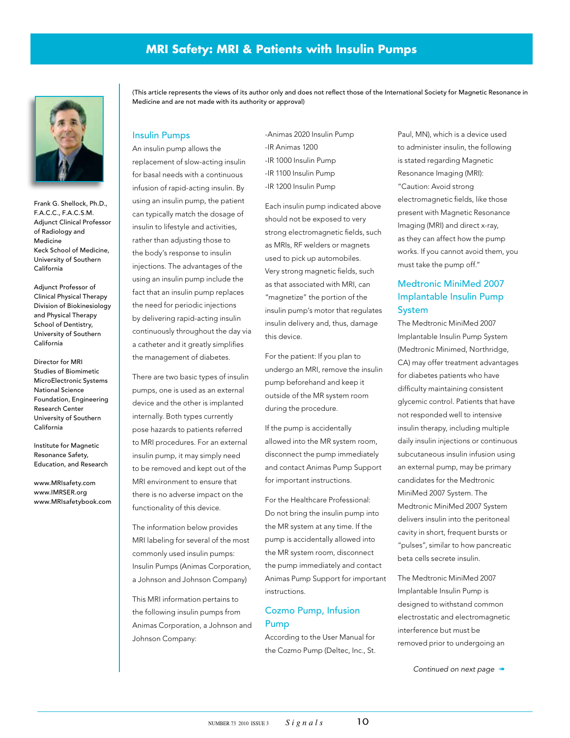# MRI Safety: MRI & Patients with Insulin Pumps

Frank G. Shellock, Ph.D., F.A.C.C., F.A.C.S.M.
Adjunct Clinical Professor of Radiology and Medicine
Keck School of Medicine, University of Southern California

Adjunct Professor of Clinical Physical Therapy
Division of Biokinesiology and Physical Therapy
School of Dentistry, University of Southern California

Director for MRI Studies of Biomimetic MicroElectronic Systems
National Science Foundation, Engineering Research Center
University of Southern California

Institute for Magnetic Resonance Safety, Education, and Research

www.MRIsafety.com
www.IMRSER.org
www.MRIsafetybook.com

(This article represents the views of its author only and does not reflect those of the International Society for Magnetic Resonance in Medicine and are not made with its authority or approval)

## Insulin Pumps

An insulin pump allows the replacement of slow-acting insulin for basal needs with a continuous infusion of rapid-acting insulin. By using an insulin pump, the patient can typically match the dosage of insulin to lifestyle and activities, rather than adjusting those to the body's response to insulin injections. The advantages of the using an insulin pump include the fact that an insulin pump replaces the need for periodic injections by delivering rapid-acting insulin continuously throughout the day via a catheter and it greatly simplifies the management of diabetes.

There are two basic types of insulin pumps, one is used as an external device and the other is implanted internally. Both types currently pose hazards to patients referred to MRI procedures. For an external insulin pump, it may simply need to be removed and kept out of the MRI environment to ensure that there is no adverse impact on the functionality of this device.

The information below provides MRI labeling for several of the most commonly used insulin pumps: Insulin Pumps (Animas Corporation, a Johnson and Johnson Company)

This MRI information pertains to the following insulin pumps from Animas Corporation, a Johnson and Johnson Company:

-Animas 2020 Insulin Pump
-IR Animas 1200
-IR 1000 Insulin Pump
-IR 1100 Insulin Pump
-IR 1200 Insulin Pump

Each insulin pump indicated above should not be exposed to very strong electromagnetic fields, such as MRIs, RF welders or magnets used to pick up automobiles. Very strong magnetic fields, such as that associated with MRI, can "magnetize" the portion of the insulin pump's motor that regulates insulin delivery and, thus, damage this device.

For the patient: If you plan to undergo an MRI, remove the insulin pump beforehand and keep it outside of the MR system room during the procedure.

If the pump is accidentally allowed into the MR system room, disconnect the pump immediately and contact Animas Pump Support for important instructions.

For the Healthcare Professional: Do not bring the insulin pump into the MR system at any time. If the pump is accidentally allowed into the MR system room, disconnect the pump immediately and contact Animas Pump Support for important instructions.

## Cozmo Pump, Infusion Pump

According to the User Manual for the Cozmo Pump (Deltec, Inc., St. Paul, MN), which is a device used to administer insulin, the following is stated regarding Magnetic Resonance Imaging (MRI): "Caution: Avoid strong electromagnetic fields, like those present with Magnetic Resonance Imaging (MRI) and direct x-ray, as they can affect how the pump works. If you cannot avoid them, you must take the pump off."

## Medtronic MiniMed 2007 Implantable Insulin Pump System

The Medtronic MiniMed 2007 Implantable Insulin Pump System (Medtronic Minimed, Northridge, CA) may offer treatment advantages for diabetes patients who have difficulty maintaining consistent glycemic control. Patients that have not responded well to intensive insulin therapy, including multiple daily insulin injections or continuous subcutaneous insulin infusion using an external pump, may be primary candidates for the Medtronic MiniMed 2007 System. The Medtronic MiniMed 2007 System delivers insulin into the peritoneal cavity in short, frequent bursts or "pulses", similar to how pancreatic beta cells secrete insulin.

The Medtronic MiniMed 2007 Implantable Insulin Pump is designed to withstand common electrostatic and electromagnetic interference but must be removed prior to undergoing an

*Continued on next page*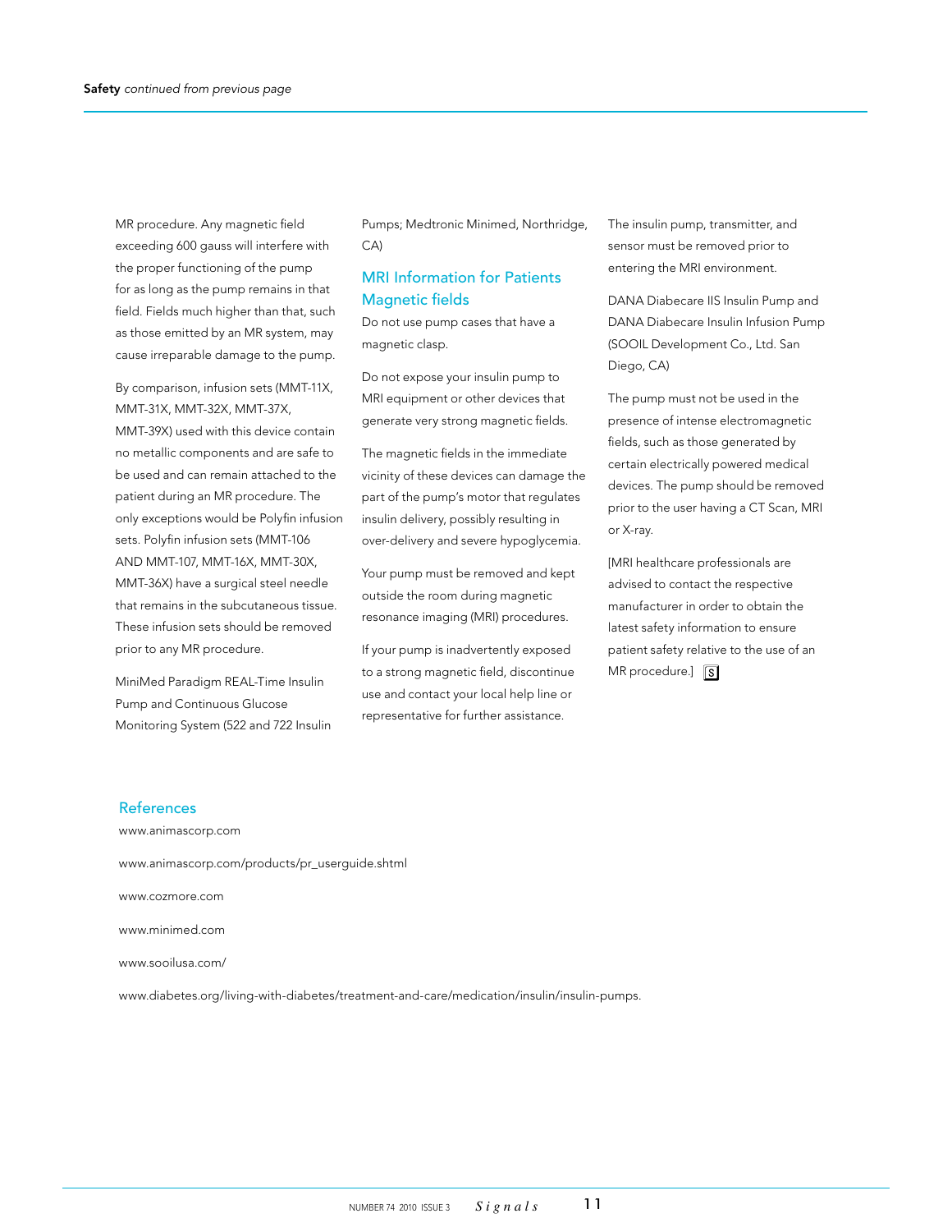MR procedure. Any magnetic field exceeding 600 gauss will interfere with the proper functioning of the pump for as long as the pump remains in that field. Fields much higher than that, such as those emitted by an MR system, may cause irreparable damage to the pump.

By comparison, infusion sets (MMT-11X, MMT-31X, MMT-32X, MMT-37X, MMT-39X) used with this device contain no metallic components and are safe to be used and can remain attached to the patient during an MR procedure. The only exceptions would be Polyfin infusion sets. Polyfin infusion sets (MMT-106 AND MMT-107, MMT-16X, MMT-30X, MMT-36X) have a surgical steel needle that remains in the subcutaneous tissue. These infusion sets should be removed prior to any MR procedure.

MiniMed Paradigm REAL-Time Insulin Pump and Continuous Glucose Monitoring System (522 and 722 Insulin Pumps; Medtronic Minimed, Northridge, CA)

## MRI Information for Patients

### Magnetic fields

Do not use pump cases that have a magnetic clasp.

Do not expose your insulin pump to MRI equipment or other devices that generate very strong magnetic fields.

The magnetic fields in the immediate vicinity of these devices can damage the part of the pump's motor that regulates insulin delivery, possibly resulting in over-delivery and severe hypoglycemia.

Your pump must be removed and kept outside the room during magnetic resonance imaging (MRI) procedures.

If your pump is inadvertently exposed to a strong magnetic field, discontinue use and contact your local help line or representative for further assistance.

The insulin pump, transmitter, and sensor must be removed prior to entering the MRI environment.

DANA Diabecare IIS Insulin Pump and DANA Diabecare Insulin Infusion Pump (SOOIL Development Co., Ltd. San Diego, CA)

The pump must not be used in the presence of intense electromagnetic fields, such as those generated by certain electrically powered medical devices. The pump should be removed prior to the user having a CT Scan, MRI or X-ray.

[MRI healthcare professionals are advised to contact the respective manufacturer in order to obtain the latest safety information to ensure patient safety relative to the use of an MR procedure.] S

## References

www.animascorp.com

www.animascorp.com/products/pr_userguide.shtml

www.cozmore.com

www.minimed.com

www.sooilusa.com/

www.diabetes.org/living-with-diabetes/treatment-and-care/medication/insulin/insulin-pumps.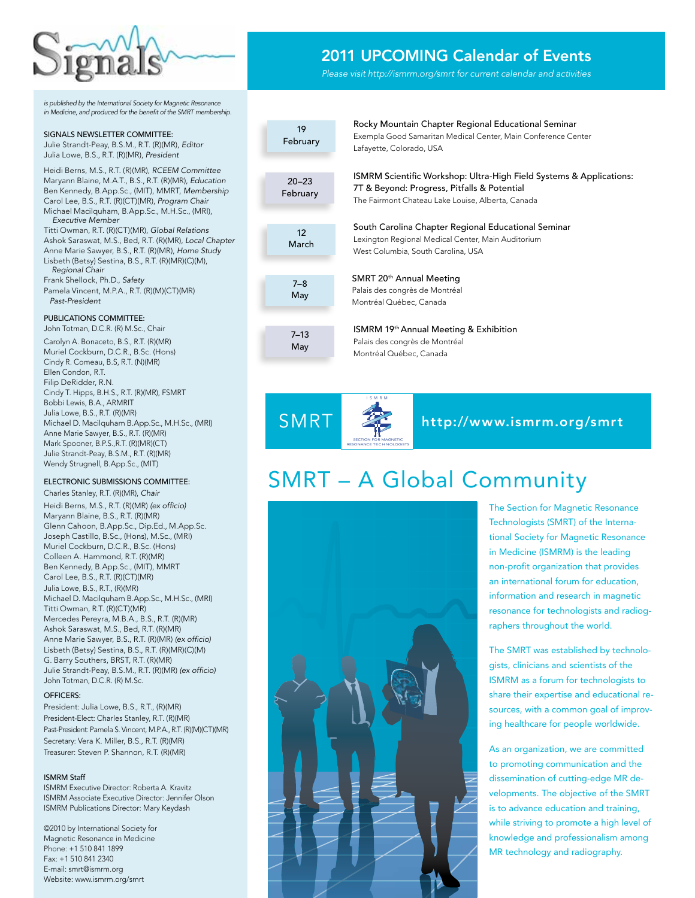# Signals

*is published by the International Society for Magnetic Resonance in Medicine, and produced for the benefit of the SMRT membership.*

**SIGNALS NEWSLETTER COMMITTEE:**

Julie Strandt-Peay, B.S.M., R.T. (R)(MR), *Editor*
Julia Lowe, B.S., R.T. (R)(MR), *President*

Heidi Berns, M.S., R.T. (R)(MR), *RCEEM Committee*
Maryann Blaine, M.A.T., B.S., R.T. (R)(MR), *Education*
Ben Kennedy, B.App.Sc., (MIT), MMRT, *Membership*
Carol Lee, B.S., R.T. (R)(CT)(MR), *Program Chair*
Michael Macilquham, B.App.Sc., M.H.Sc., (MRI), *Executive Member*
Titti Owman, R.T. (R)(CT)(MR), *Global Relations*
Ashok Saraswat, M.S., Bed, R.T. (R)(MR), *Local Chapter*
Anne Marie Sawyer, B.S., R.T. (R)(MR), *Home Study*
Lisbeth (Betsy) Sestina, B.S., R.T. (R)(MR)(C)(M), *Regional Chair*
Frank Shellock, Ph.D., *Safety*
Pamela Vincent, M.P.A., R.T. (R)(M)(CT)(MR) *Past-President*

**PUBLICATIONS COMMITTEE:**

John Totman, D.C.R. (R) M.Sc., Chair
Carolyn A. Bonaceto, B.S., R.T. (R)(MR)
Muriel Cockburn, D.C.R., B.Sc. (Hons)
Cindy R. Comeau, B.S, R.T. (N)(MR)
Ellen Condon, R.T.
Filip DeRidder, R.N.
Cindy T. Hipps, B.H.S., R.T. (R)(MR), FSMRT
Bobbi Lewis, B.A., ARMRIT
Julia Lowe, B.S., R.T. (R)(MR)
Michael D. Macilquham B.App.Sc., M.H.Sc., (MRI)
Anne Marie Sawyer, B.S., R.T. (R)(MR)
Mark Spooner, B.P.S.,R.T. (R)(MR)(CT)
Julie Strandt-Peay, B.S.M., R.T. (R)(MR)
Wendy Strugnell, B.App.Sc., (MIT)

**ELECTRONIC SUBMISSIONS COMMITTEE:**

Charles Stanley, R.T. (R)(MR), *Chair*
Heidi Berns, M.S., R.T. (R)(MR) *(ex officio)*
Maryann Blaine, B.S., R.T. (R)(MR)
Glenn Cahoon, B.App.Sc., Dip.Ed., M.App.Sc.
Joseph Castillo, B.Sc., (Hons), M.Sc., (MRI)
Muriel Cockburn, D.C.R., B.Sc. (Hons)
Colleen A. Hammond, R.T. (R)(MR)
Ben Kennedy, B.App.Sc., (MIT), MMRT
Carol Lee, B.S., R.T. (R)(CT)(MR)
Julia Lowe, B.S., R.T., (R)(MR)
Michael D. Macilquham B.App.Sc., M.H.Sc., (MRI)
Titti Owman, R.T. (R)(CT)(MR)
Mercedes Pereyra, M.B.A., B.S., R.T. (R)(MR)
Ashok Saraswat, M.S., Bed, R.T. (R)(MR)
Anne Marie Sawyer, B.S., R.T. (R)(MR) *(ex officio)*
Lisbeth (Betsy) Sestina, B.S., R.T. (R)(MR)(C)(M)
G. Barry Southers, BRST, R.T. (R)(MR)
Julie Strandt-Peay, B.S.M., R.T. (R)(MR) *(ex officio)*
John Totman, D.C.R. (R) M.Sc.

**OFFICERS:**

President: Julia Lowe, B.S., R.T., (R)(MR)
President-Elect: Charles Stanley, R.T. (R)(MR)
Past-President: Pamela S. Vincent, M.P.A., R.T. (R)(M)(CT)(MR)
Secretary: Vera K. Miller, B.S., R.T. (R)(MR)
Treasurer: Steven P. Shannon, R.T. (R)(MR)

**ISMRM Staff**

ISMRM Executive Director: Roberta A. Kravitz
ISMRM Associate Executive Director: Jennifer Olson
ISMRM Publications Director: Mary Keydash

©2010 by International Society for Magnetic Resonance in Medicine
Phone: +1 510 841 1899
Fax: +1 510 841 2340
E-mail: smrt@ismrm.org
Website: www.ismrm.org/smrt

## 2011 UPCOMING Calendar of Events

*Please visit http://ismrm.org/smrt for current calendar and activities*

**19 February**
Rocky Mountain Chapter Regional Educational Seminar
Exempla Good Samaritan Medical Center, Main Conference Center
Lafayette, Colorado, USA

**20–23 February**
ISMRM Scientific Workshop: Ultra-High Field Systems & Applications: 7T & Beyond: Progress, Pitfalls & Potential
The Fairmont Chateau Lake Louise, Alberta, Canada

**12 March**
South Carolina Chapter Regional Educational Seminar
Lexington Regional Medical Center, Main Auditorium
West Columbia, South Carolina, USA

**7–8 May**
SMRT 20th Annual Meeting
Palais des congrès de Montréal
Montréal Québec, Canada

**7–13 May**
ISMRM 19th Annual Meeting & Exhibition
Palais des congrès de Montréal
Montréal Québec, Canada

SMRT — ISMRM — SECTION FOR MAGNETIC RESONANCE TECHNOLOGISTS — http://www.ismrm.org/smrt

## SMRT – A Global Community

The Section for Magnetic Resonance Technologists (SMRT) of the International Society for Magnetic Resonance in Medicine (ISMRM) is the leading non-profit organization that provides an international forum for education, information and research in magnetic resonance for technologists and radiographers throughout the world.

The SMRT was established by technologists, clinicians and scientists of the ISMRM as a forum for technologists to share their expertise and educational resources, with a common goal of improving healthcare for people worldwide.

As an organization, we are committed to promoting communication and the dissemination of cutting-edge MR developments. The objective of the SMRT is to advance education and training, while striving to promote a high level of knowledge and professionalism among MR technology and radiography.